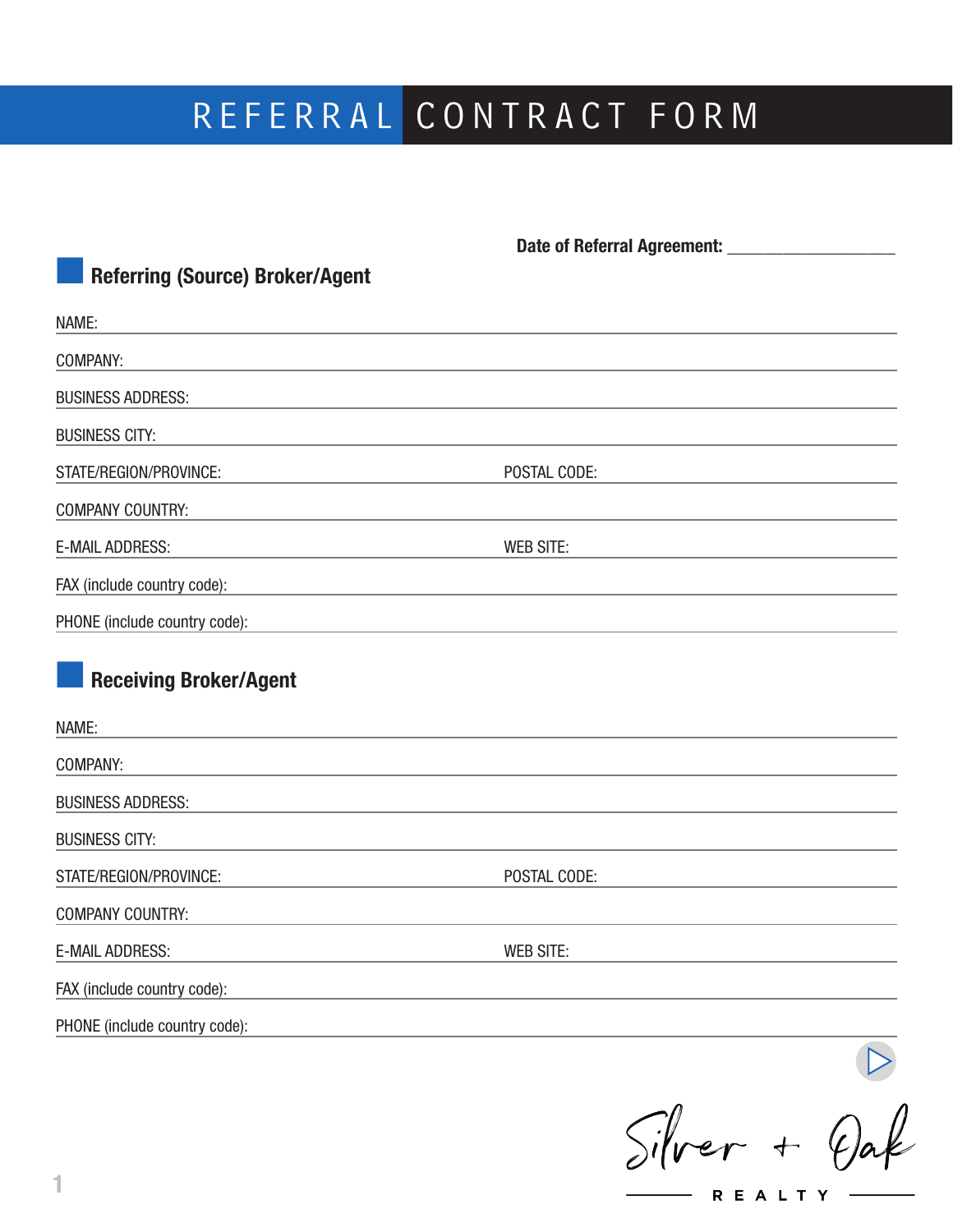# REFERRAL CONTRACT FORM

**Date of Referral Agreement:** ____________________

## Referring (Source) Broker/Agent

NAME: ____________________

COMPANY: ____________________

BUSINESS ADDRESS: ____________________

BUSINESS CITY: ____________________

STATE/REGION/PROVINCE: ____________________ POSTAL CODE: ____________________

COMPANY COUNTRY: ____________________

E-MAIL ADDRESS: ____________________ WEB SITE: ____________________

FAX (include country code): ____________________

PHONE (include country code): ____________________

## Receiving Broker/Agent

NAME: ____________________

COMPANY: ____________________

BUSINESS ADDRESS: ____________________

BUSINESS CITY: ____________________

STATE/REGION/PROVINCE: ____________________ POSTAL CODE: ____________________

COMPANY COUNTRY: ____________________

E-MAIL ADDRESS: ____________________ WEB SITE: ____________________

FAX (include country code): ____________________

PHONE (include country code): ____________________

Silver + Oak

REALTY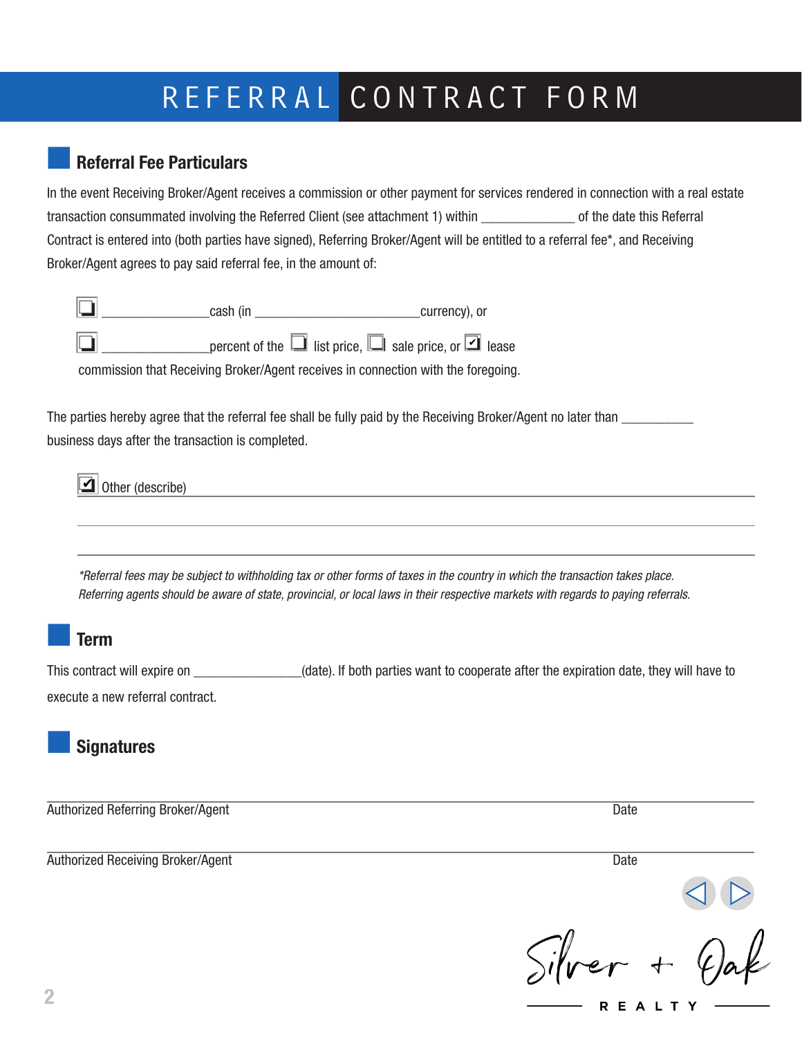# REFERRAL CONTRACT FORM

## Referral Fee Particulars

In the event Receiving Broker/Agent receives a commission or other payment for services rendered in connection with a real estate transaction consummated involving the Referred Client (see attachment 1) within _____________ of the date this Referral Contract is entered into (both parties have signed), Referring Broker/Agent will be entitled to a referral fee*, and Receiving Broker/Agent agrees to pay said referral fee, in the amount of:

- ☐ _______________cash (in _______________________currency), or
- ☐ _______________percent of the ☐ list price, ☐ sale price, or ☑ lease commission that Receiving Broker/Agent receives in connection with the foregoing.

The parties hereby agree that the referral fee shall be fully paid by the Receiving Broker/Agent no later than __________ business days after the transaction is completed.

☑ Other (describe) ________________________________________________________________

________________________________________________________________

________________________________________________________________

*\*Referral fees may be subject to withholding tax or other forms of taxes in the country in which the transaction takes place. Referring agents should be aware of state, provincial, or local laws in their respective markets with regards to paying referrals.*

## Term

This contract will expire on _______________(date). If both parties want to cooperate after the expiration date, they will have to execute a new referral contract.

## Signatures

________________________________________________________________

Authorized Referring Broker/Agent                                        Date

________________________________________________________________

Authorized Receiving Broker/Agent                                        Date

Silver + Oak

REALTY